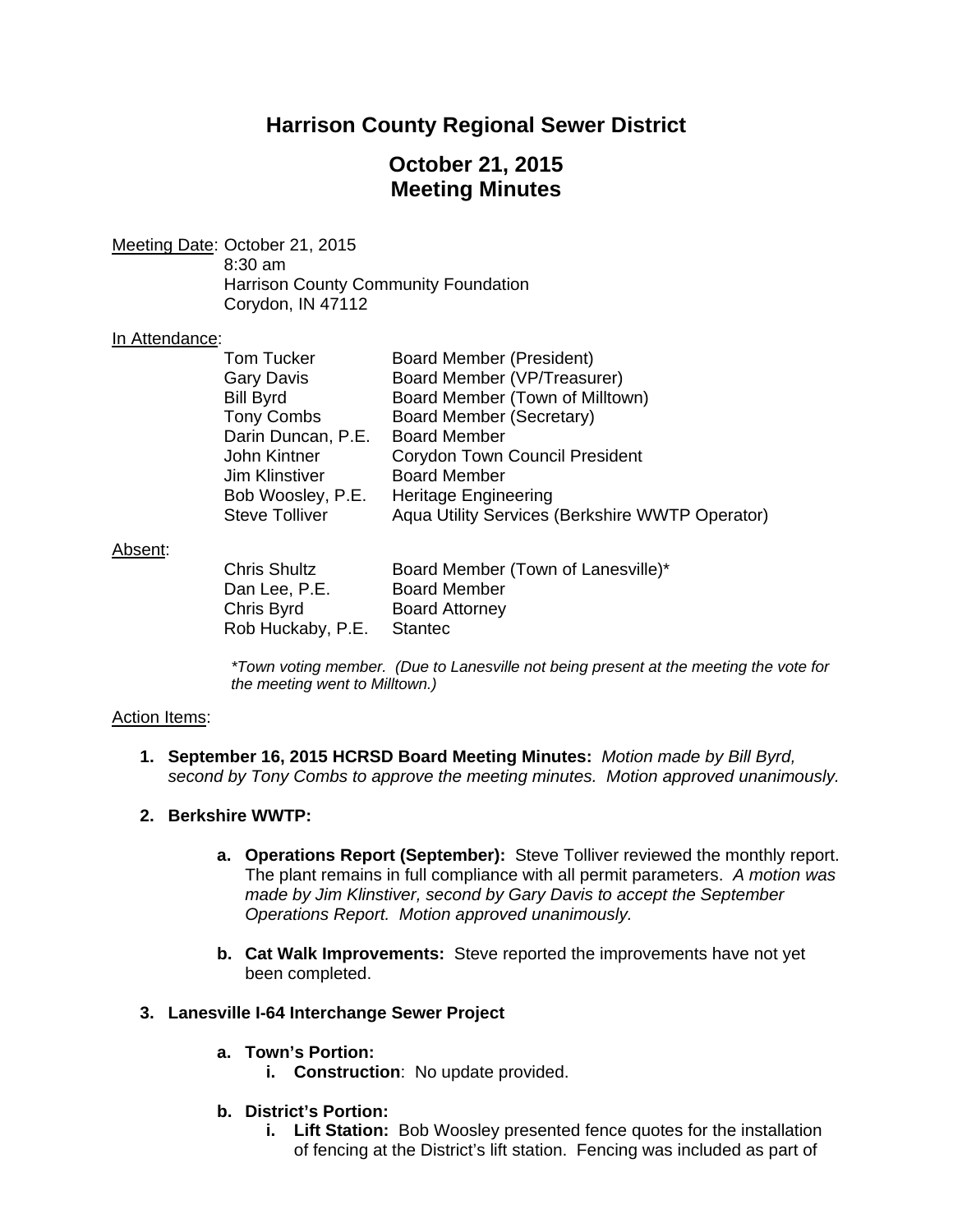# Harrison County Regional Sewer District

## October 21, 2015
## Meeting Minutes

Meeting Date: October 21, 2015
8:30 am
Harrison County Community Foundation
Corydon, IN 47112

In Attendance:

| | |
|---|---|
| Tom Tucker | Board Member (President) |
| Gary Davis | Board Member (VP/Treasurer) |
| Bill Byrd | Board Member (Town of Milltown) |
| Tony Combs | Board Member (Secretary) |
| Darin Duncan, P.E. | Board Member |
| John Kintner | Corydon Town Council President |
| Jim Klinstiver | Board Member |
| Bob Woosley, P.E. | Heritage Engineering |
| Steve Tolliver | Aqua Utility Services (Berkshire WWTP Operator) |

Absent:

| | |
|---|---|
| Chris Shultz | Board Member (Town of Lanesville)* |
| Dan Lee, P.E. | Board Member |
| Chris Byrd | Board Attorney |
| Rob Huckaby, P.E. | Stantec |

*\*Town voting member. (Due to Lanesville not being present at the meeting the vote for the meeting went to Milltown.)*

Action Items:

1. **September 16, 2015 HCRSD Board Meeting Minutes:** *Motion made by Bill Byrd, second by Tony Combs to approve the meeting minutes. Motion approved unanimously.*

2. **Berkshire WWTP:**

   a. **Operations Report (September):** Steve Tolliver reviewed the monthly report. The plant remains in full compliance with all permit parameters. *A motion was made by Jim Klinstiver, second by Gary Davis to accept the September Operations Report. Motion approved unanimously.*

   b. **Cat Walk Improvements:** Steve reported the improvements have not yet been completed.

3. **Lanesville I-64 Interchange Sewer Project**

   a. **Town's Portion:**
      i. **Construction**: No update provided.

   b. **District's Portion:**
      i. **Lift Station:** Bob Woosley presented fence quotes for the installation of fencing at the District's lift station. Fencing was included as part of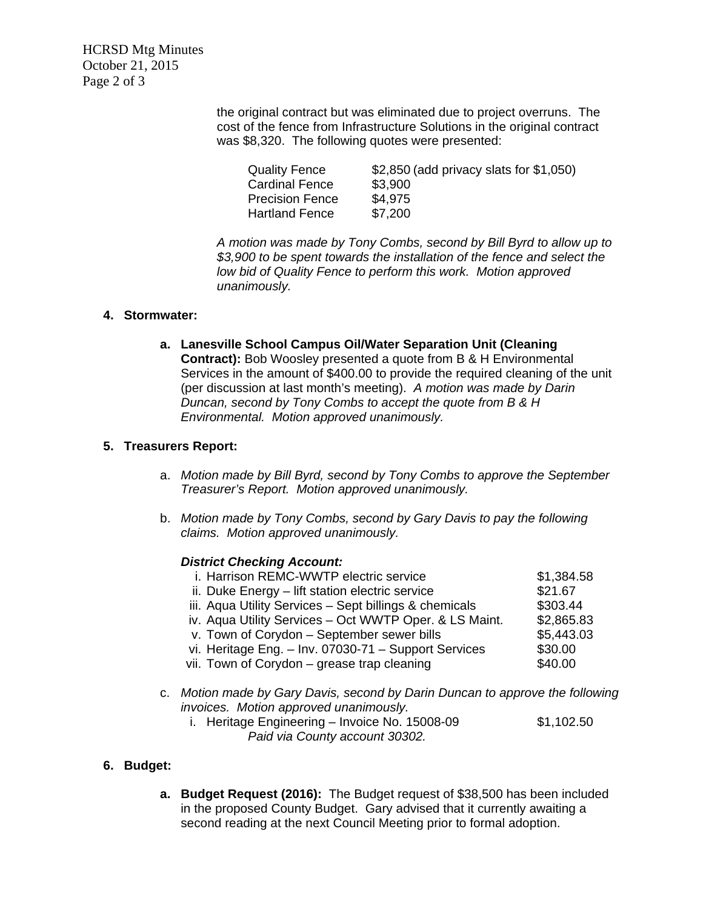the original contract but was eliminated due to project overruns. The cost of the fence from Infrastructure Solutions in the original contract was $8,320. The following quotes were presented:

| | |
|---|---|
| Quality Fence | $2,850 (add privacy slats for $1,050) |
| Cardinal Fence | $3,900 |
| Precision Fence | $4,975 |
| Hartland Fence | $7,200 |

*A motion was made by Tony Combs, second by Bill Byrd to allow up to $3,900 to be spent towards the installation of the fence and select the low bid of Quality Fence to perform this work. Motion approved unanimously.*

**4. Stormwater:**

**a. Lanesville School Campus Oil/Water Separation Unit (Cleaning Contract):** Bob Woosley presented a quote from B & H Environmental Services in the amount of $400.00 to provide the required cleaning of the unit (per discussion at last month's meeting). *A motion was made by Darin Duncan, second by Tony Combs to accept the quote from B & H Environmental. Motion approved unanimously.*

**5. Treasurers Report:**

a. *Motion made by Bill Byrd, second by Tony Combs to approve the September Treasurer's Report. Motion approved unanimously.*

b. *Motion made by Tony Combs, second by Gary Davis to pay the following claims. Motion approved unanimously.*

***District Checking Account:***

| | |
|---|---|
| i. Harrison REMC-WWTP electric service | $1,384.58 |
| ii. Duke Energy – lift station electric service | $21.67 |
| iii. Aqua Utility Services – Sept billings & chemicals | $303.44 |
| iv. Aqua Utility Services – Oct WWTP Oper. & LS Maint. | $2,865.83 |
| v. Town of Corydon – September sewer bills | $5,443.03 |
| vi. Heritage Eng. – Inv. 07030-71 – Support Services | $30.00 |
| vii. Town of Corydon – grease trap cleaning | $40.00 |

c. *Motion made by Gary Davis, second by Darin Duncan to approve the following invoices. Motion approved unanimously.*

| | |
|---|---|
| i. Heritage Engineering – Invoice No. 15008-09 | $1,102.50 |

*Paid via County account 30302.*

**6. Budget:**

**a. Budget Request (2016):** The Budget request of $38,500 has been included in the proposed County Budget. Gary advised that it currently awaiting a second reading at the next Council Meeting prior to formal adoption.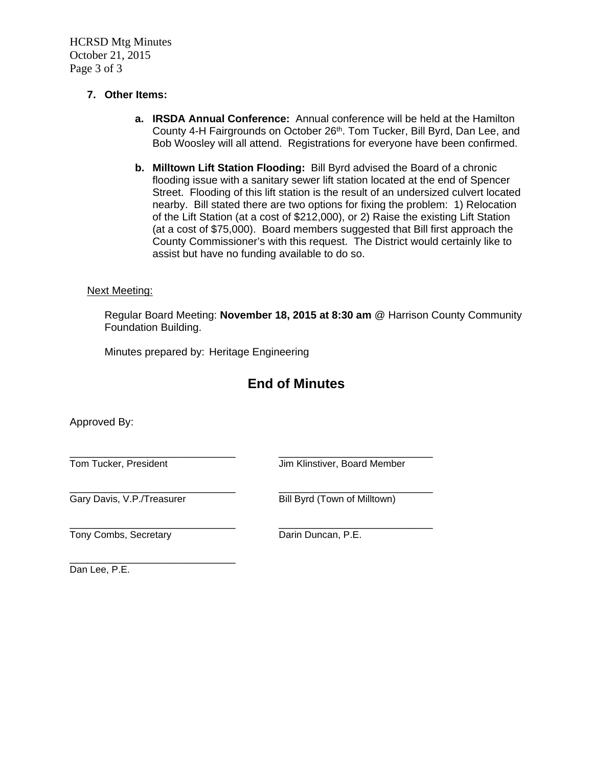7. **Other Items:**

   a. **IRSDA Annual Conference:** Annual conference will be held at the Hamilton County 4-H Fairgrounds on October 26th. Tom Tucker, Bill Byrd, Dan Lee, and Bob Woosley will all attend. Registrations for everyone have been confirmed.

   b. **Milltown Lift Station Flooding:** Bill Byrd advised the Board of a chronic flooding issue with a sanitary sewer lift station located at the end of Spencer Street. Flooding of this lift station is the result of an undersized culvert located nearby. Bill stated there are two options for fixing the problem: 1) Relocation of the Lift Station (at a cost of $212,000), or 2) Raise the existing Lift Station (at a cost of $75,000). Board members suggested that Bill first approach the County Commissioner's with this request. The District would certainly like to assist but have no funding available to do so.

Next Meeting:

Regular Board Meeting: **November 18, 2015 at 8:30 am** @ Harrison County Community Foundation Building.

Minutes prepared by: Heritage Engineering

## End of Minutes

Approved By:

| | |
|---|---|
| ______________________________ | ______________________________ |
| Tom Tucker, President | Jim Klinstiver, Board Member |
| ______________________________ | ______________________________ |
| Gary Davis, V.P./Treasurer | Bill Byrd (Town of Milltown) |
| ______________________________ | ______________________________ |
| Tony Combs, Secretary | Darin Duncan, P.E. |
| ______________________________ | |
| Dan Lee, P.E. | |